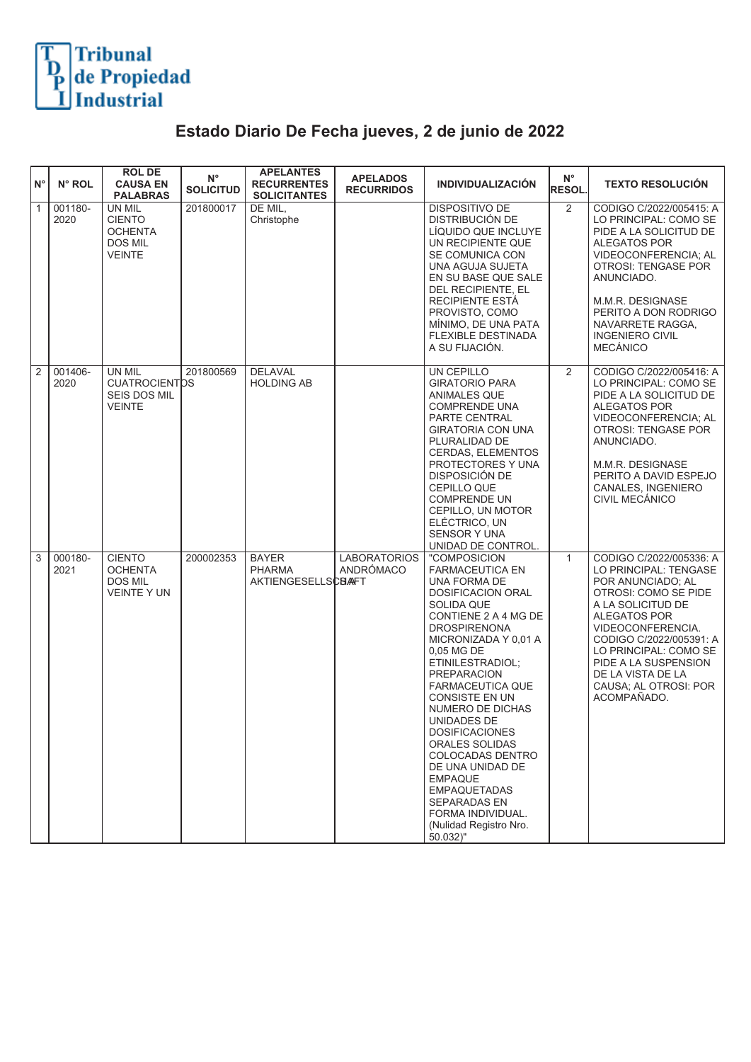# Tribunal de Propiedad Industrial

## Estado Diario De Fecha jueves, 2 de junio de 2022

| N° | N° ROL | ROL DE CAUSA EN PALABRAS | N° SOLICITUD | APELANTES RECURRENTES SOLICITANTES | APELADOS RECURRIDOS | INDIVIDUALIZACIÓN | N° RESOL. | TEXTO RESOLUCIÓN |
|---|---|---|---|---|---|---|---|---|
| 1 | 001180-2020 | UN MIL CIENTO OCHENTA DOS MIL VEINTE | 201800017 | DE MIL, Christophe | | DISPOSITIVO DE DISTRIBUCIÓN DE LÍQUIDO QUE INCLUYE UN RECIPIENTE QUE SE COMUNICA CON UNA AGUJA SUJETA EN SU BASE QUE SALE DEL RECIPIENTE, EL RECIPIENTE ESTÁ PROVISTO, COMO MÍNIMO, DE UNA PATA FLEXIBLE DESTINADA A SU FIJACIÓN. | 2 | CODIGO C/2022/005415: A LO PRINCIPAL: COMO SE PIDE A LA SOLICITUD DE ALEGATOS POR VIDEOCONFERENCIA; AL OTROSI: TENGASE POR ANUNCIADO. M.M.R. DESIGNASE PERITO A DON RODRIGO NAVARRETE RAGGA, INGENIERO CIVIL MECÁNICO |
| 2 | 001406-2020 | UN MIL CUATROCIENTOS SEIS DOS MIL VEINTE | 201800569 | DELAVAL HOLDING AB | | UN CEPILLO GIRATORIO PARA ANIMALES QUE COMPRENDE UNA PARTE CENTRAL GIRATORIA CON UNA PLURALIDAD DE CERDAS, ELEMENTOS PROTECTORES Y UNA DISPOSICIÓN DE CEPILLO QUE COMPRENDE UN CEPILLO, UN MOTOR ELÉCTRICO, UN SENSOR Y UNA UNIDAD DE CONTROL. | 2 | CODIGO C/2022/005416: A LO PRINCIPAL: COMO SE PIDE A LA SOLICITUD DE ALEGATOS POR VIDEOCONFERENCIA; AL OTROSI: TENGASE POR ANUNCIADO. M.M.R. DESIGNASE PERITO A DAVID ESPEJO CANALES, INGENIERO CIVIL MECÁNICO |
| 3 | 000180-2021 | CIENTO OCHENTA DOS MIL VEINTE Y UN | 200002353 | BAYER PHARMA AKTIENGESELLSCHAFT | LABORATORIOS ANDRÓMACO S.A. | "COMPOSICION FARMACEUTICA EN UNA FORMA DE DOSIFICACION ORAL SOLIDA QUE CONTIENE 2 A 4 MG DE DROSPIRENONA MICRONIZADA Y 0,01 A 0,05 MG DE ETINILESTRADIOL; PREPARACION FARMACEUTICA QUE CONSISTE EN UN NUMERO DE DICHAS UNIDADES DE DOSIFICACIONES ORALES SOLIDAS COLOCADAS DENTRO DE UNA UNIDAD DE EMPAQUE EMPAQUETADAS SEPARADAS EN FORMA INDIVIDUAL. (Nulidad Registro Nro. 50.032)" | 1 | CODIGO C/2022/005336: A LO PRINCIPAL: TENGASE POR ANUNCIADO; AL OTROSI: COMO SE PIDE A LA SOLICITUD DE ALEGATOS POR VIDEOCONFERENCIA. CODIGO C/2022/005391: A LO PRINCIPAL: COMO SE PIDE A LA SUSPENSION DE LA VISTA DE LA CAUSA; AL OTROSI: POR ACOMPAÑADO. |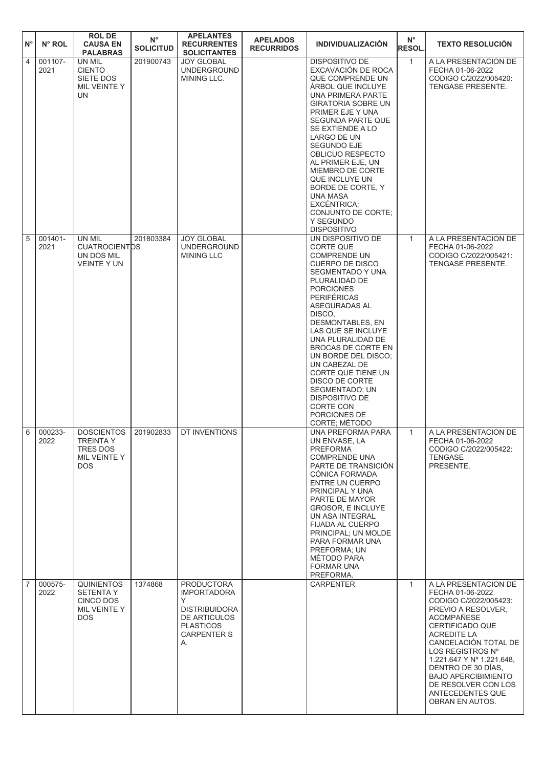| N° | N° ROL | ROL DE CAUSA EN PALABRAS | N° SOLICITUD | APELANTES RECURRENTES SOLICITANTES | APELADOS RECURRIDOS | INDIVIDUALIZACIÓN | N° RESOL. | TEXTO RESOLUCIÓN |
|---|---|---|---|---|---|---|---|---|
| 4 | 001107-2021 | UN MIL CIENTO SIETE DOS MIL VEINTE Y UN | 201900743 | JOY GLOBAL UNDERGROUND MINING LLC. | | DISPOSITIVO DE EXCAVACIÓN DE ROCA QUE COMPRENDE UN ÁRBOL QUE INCLUYE UNA PRIMERA PARTE GIRATORIA SOBRE UN PRIMER EJE Y UNA SEGUNDA PARTE QUE SE EXTIENDE A LO LARGO DE UN SEGUNDO EJE OBLICUO RESPECTO AL PRIMER EJE, UN MIEMBRO DE CORTE QUE INCLUYE UN BORDE DE CORTE, Y UNA MASA EXCÉNTRICA; CONJUNTO DE CORTE; Y SEGUNDO DISPOSITIVO | 1 | A LA PRESENTACION DE FECHA 01-06-2022 CODIGO C/2022/005420: TENGASE PRESENTE. |
| 5 | 001401-2021 | UN MIL CUATROCIENTOS UN DOS MIL VEINTE Y UN | 201803384 | JOY GLOBAL UNDERGROUND MINING LLC | | UN DISPOSITIVO DE CORTE QUE COMPRENDE UN CUERPO DE DISCO SEGMENTADO Y UNA PLURALIDAD DE PORCIONES PERIFÉRICAS ASEGURADAS AL DISCO, DESMONTABLES, EN LAS QUE SE INCLUYE UNA PLURALIDAD DE BROCAS DE CORTE EN UN BORDE DEL DISCO; UN CABEZAL DE CORTE QUE TIENE UN DISCO DE CORTE SEGMENTADO; UN DISPOSITIVO DE CORTE CON PORCIONES DE CORTE; MÉTODO | 1 | A LA PRESENTACION DE FECHA 01-06-2022 CODIGO C/2022/005421: TENGASE PRESENTE. |
| 6 | 000233-2022 | DOSCIENTOS TREINTA Y TRES DOS MIL VEINTE Y DOS | 201902833 | DT INVENTIONS | | UNA PREFORMA PARA UN ENVASE, LA PREFORMA COMPRENDE UNA PARTE DE TRANSICIÓN CÓNICA FORMADA ENTRE UN CUERPO PRINCIPAL Y UNA PARTE DE MAYOR GROSOR, E INCLUYE UN ASA INTEGRAL FIJADA AL CUERPO PRINCIPAL; UN MOLDE PARA FORMAR UNA PREFORMA; UN MÉTODO PARA FORMAR UNA PREFORMA. | 1 | A LA PRESENTACION DE FECHA 01-06-2022 CODIGO C/2022/005422: TENGASE PRESENTE. |
| 7 | 000575-2022 | QUINIENTOS SETENTA Y CINCO DOS MIL VEINTE Y DOS | 1374868 | PRODUCTORA IMPORTADORA Y DISTRIBUIDORA DE ARTICULOS PLASTICOS CARPENTER S A. | | CARPENTER | 1 | A LA PRESENTACION DE FECHA 01-06-2022 CODIGO C/2022/005423: PREVIO A RESOLVER, ACOMPAÑESE CERTIFICADO QUE ACREDITE LA CANCELACIÓN TOTAL DE LOS REGISTROS Nº 1.221.647 Y Nº 1.221.648, DENTRO DE 30 DÍAS, BAJO APERCIBIMIENTO DE RESOLVER CON LOS ANTECEDENTES QUE OBRAN EN AUTOS. |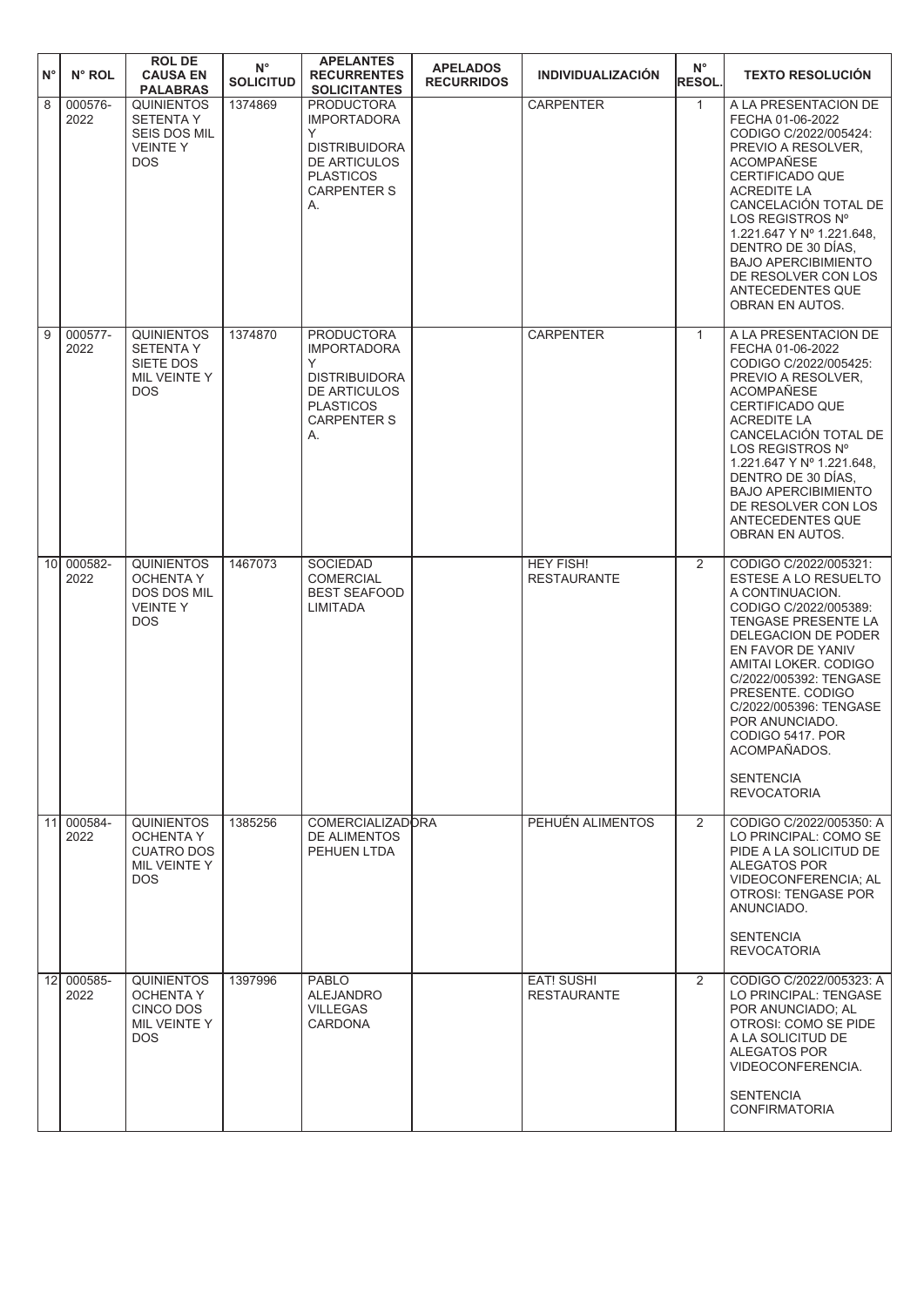| N° | N° ROL | ROL DE CAUSA EN PALABRAS | N° SOLICITUD | APELANTES RECURRENTES SOLICITANTES | APELADOS RECURRIDOS | INDIVIDUALIZACIÓN | N° RESOL. | TEXTO RESOLUCIÓN |
|---|---|---|---|---|---|---|---|---|
| 8 | 000576-2022 | QUINIENTOS SETENTA Y SEIS DOS MIL VEINTE Y DOS | 1374869 | PRODUCTORA IMPORTADORA Y DISTRIBUIDORA DE ARTICULOS PLASTICOS CARPENTER S A. | | CARPENTER | 1 | A LA PRESENTACION DE FECHA 01-06-2022 CODIGO C/2022/005424: PREVIO A RESOLVER, ACOMPAÑESE CERTIFICADO QUE ACREDITE LA CANCELACIÓN TOTAL DE LOS REGISTROS Nº 1.221.647 Y Nº 1.221.648, DENTRO DE 30 DÍAS, BAJO APERCIBIMIENTO DE RESOLVER CON LOS ANTECEDENTES QUE OBRAN EN AUTOS. |
| 9 | 000577-2022 | QUINIENTOS SETENTA Y SIETE DOS MIL VEINTE Y DOS | 1374870 | PRODUCTORA IMPORTADORA Y DISTRIBUIDORA DE ARTICULOS PLASTICOS CARPENTER S A. | | CARPENTER | 1 | A LA PRESENTACION DE FECHA 01-06-2022 CODIGO C/2022/005425: PREVIO A RESOLVER, ACOMPAÑESE CERTIFICADO QUE ACREDITE LA CANCELACIÓN TOTAL DE LOS REGISTROS Nº 1.221.647 Y Nº 1.221.648, DENTRO DE 30 DÍAS, BAJO APERCIBIMIENTO DE RESOLVER CON LOS ANTECEDENTES QUE OBRAN EN AUTOS. |
| 10 | 000582-2022 | QUINIENTOS OCHENTA Y DOS DOS MIL VEINTE Y DOS | 1467073 | SOCIEDAD COMERCIAL BEST SEAFOOD LIMITADA | | HEY FISH! RESTAURANTE | 2 | CODIGO C/2022/005321: ESTESE A LO RESUELTO A CONTINUACION. CODIGO C/2022/005389: TENGASE PRESENTE LA DELEGACION DE PODER EN FAVOR DE YANIV AMITAI LOKER. CODIGO C/2022/005392: TENGASE PRESENTE. CODIGO C/2022/005396: TENGASE POR ANUNCIADO. CODIGO 5417. POR ACOMPAÑADOS.<br><br>SENTENCIA REVOCATORIA |
| 11 | 000584-2022 | QUINIENTOS OCHENTA Y CUATRO DOS MIL VEINTE Y DOS | 1385256 | COMERCIALIZADORA DE ALIMENTOS PEHUEN LTDA | | PEHUÉN ALIMENTOS | 2 | CODIGO C/2022/005350: A LO PRINCIPAL: COMO SE PIDE A LA SOLICITUD DE ALEGATOS POR VIDEOCONFERENCIA; AL OTROSI: TENGASE POR ANUNCIADO.<br><br>SENTENCIA REVOCATORIA |
| 12 | 000585-2022 | QUINIENTOS OCHENTA Y CINCO DOS MIL VEINTE Y DOS | 1397996 | PABLO ALEJANDRO VILLEGAS CARDONA | | EAT! SUSHI RESTAURANTE | 2 | CODIGO C/2022/005323: A LO PRINCIPAL: TENGASE POR ANUNCIADO; AL OTROSI: COMO SE PIDE A LA SOLICITUD DE ALEGATOS POR VIDEOCONFERENCIA.<br><br>SENTENCIA CONFIRMATORIA |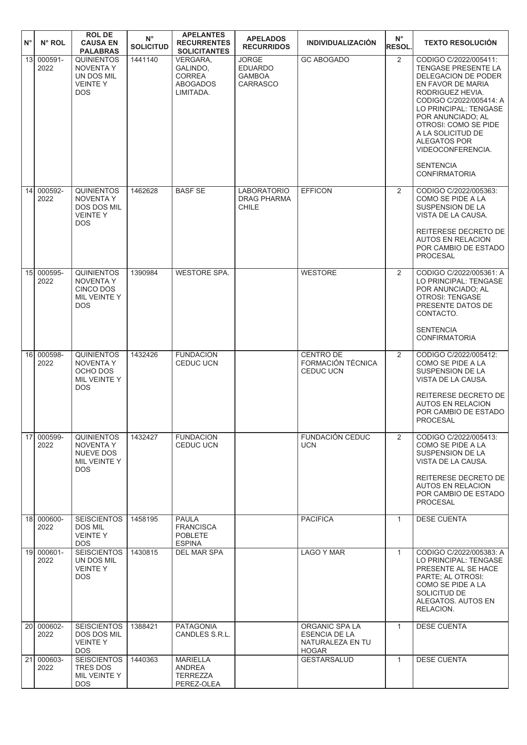| N° | N° ROL | ROL DE CAUSA EN PALABRAS | N° SOLICITUD | APELANTES RECURRENTES SOLICITANTES | APELADOS RECURRIDOS | INDIVIDUALIZACIÓN | N° RESOL. | TEXTO RESOLUCIÓN |
|---|---|---|---|---|---|---|---|---|
| 13 | 000591-2022 | QUINIENTOS NOVENTA Y UN DOS MIL VEINTE Y DOS | 1441140 | VERGARA, GALINDO, CORREA ABOGADOS LIMITADA. | JORGE EDUARDO GAMBOA CARRASCO | GC ABOGADO | 2 | CODIGO C/2022/005411: TENGASE PRESENTE LA DELEGACION DE PODER EN FAVOR DE MARIA RODRIGUEZ HEVIA. CODIGO C/2022/005414: A LO PRINCIPAL: TENGASE POR ANUNCIADO; AL OTROSI: COMO SE PIDE A LA SOLICITUD DE ALEGATOS POR VIDEOCONFERENCIA.<br><br>SENTENCIA CONFIRMATORIA |
| 14 | 000592-2022 | QUINIENTOS NOVENTA Y DOS DOS MIL VEINTE Y DOS | 1462628 | BASF SE | LABORATORIO DRAG PHARMA CHILE | EFFICON | 2 | CODIGO C/2022/005363: COMO SE PIDE A LA SUSPENSION DE LA VISTA DE LA CAUSA.<br><br>REITERESE DECRETO DE AUTOS EN RELACION POR CAMBIO DE ESTADO PROCESAL |
| 15 | 000595-2022 | QUINIENTOS NOVENTA Y CINCO DOS MIL VEINTE Y DOS | 1390984 | WESTORE SPA. | | WESTORE | 2 | CODIGO C/2022/005361: A LO PRINCIPAL: TENGASE POR ANUNCIADO; AL OTROSI: TENGASE PRESENTE DATOS DE CONTACTO.<br><br>SENTENCIA CONFIRMATORIA |
| 16 | 000598-2022 | QUINIENTOS NOVENTA Y OCHO DOS MIL VEINTE Y DOS | 1432426 | FUNDACION CEDUC UCN | | CENTRO DE FORMACIÓN TÉCNICA CEDUC UCN | 2 | CODIGO C/2022/005412: COMO SE PIDE A LA SUSPENSION DE LA VISTA DE LA CAUSA.<br><br>REITERESE DECRETO DE AUTOS EN RELACION POR CAMBIO DE ESTADO PROCESAL |
| 17 | 000599-2022 | QUINIENTOS NOVENTA Y NUEVE DOS MIL VEINTE Y DOS | 1432427 | FUNDACION CEDUC UCN | | FUNDACIÓN CEDUC UCN | 2 | CODIGO C/2022/005413: COMO SE PIDE A LA SUSPENSION DE LA VISTA DE LA CAUSA.<br><br>REITERESE DECRETO DE AUTOS EN RELACION POR CAMBIO DE ESTADO PROCESAL |
| 18 | 000600-2022 | SEISCIENTOS DOS MIL VEINTE Y DOS | 1458195 | PAULA FRANCISCA POBLETE ESPINA | | PACIFICA | 1 | DESE CUENTA |
| 19 | 000601-2022 | SEISCIENTOS UN DOS MIL VEINTE Y DOS | 1430815 | DEL MAR SPA | | LAGO Y MAR | 1 | CODIGO C/2022/005383: A LO PRINCIPAL: TENGASE PRESENTE AL SE HACE PARTE; AL OTROSI: COMO SE PIDE A LA SOLICITUD DE ALEGATOS. AUTOS EN RELACION. |
| 20 | 000602-2022 | SEISCIENTOS DOS DOS MIL VEINTE Y DOS | 1388421 | PATAGONIA CANDLES S.R.L. | | ORGANIC SPA LA ESENCIA DE LA NATURALEZA EN TU HOGAR | 1 | DESE CUENTA |
| 21 | 000603-2022 | SEISCIENTOS TRES DOS MIL VEINTE Y DOS | 1440363 | MARIELLA ANDREA TERREZZA PEREZ-OLEA | | GESTARSALUD | 1 | DESE CUENTA |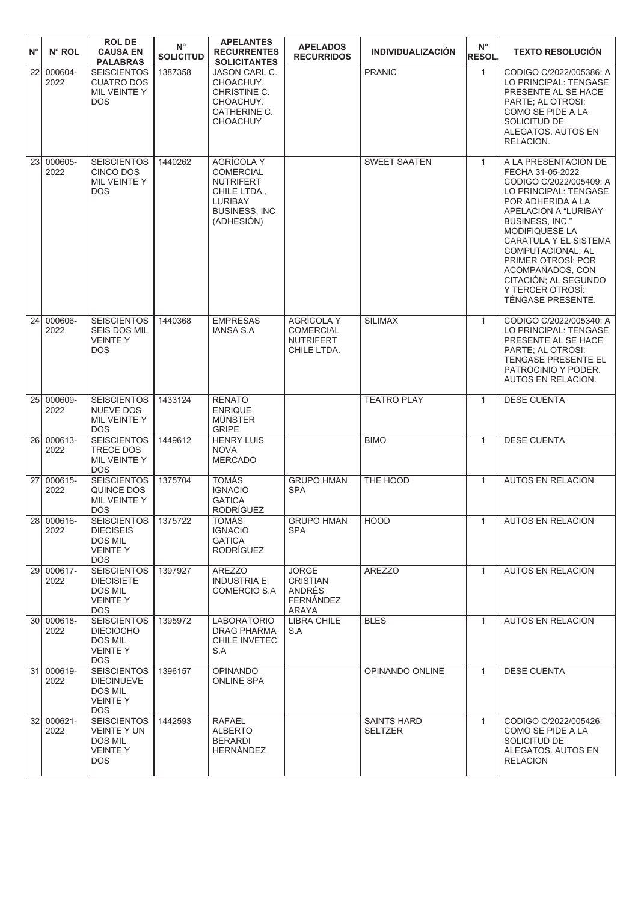| N° | N° ROL | ROL DE CAUSA EN PALABRAS | N° SOLICITUD | APELANTES RECURRENTES SOLICITANTES | APELADOS RECURRIDOS | INDIVIDUALIZACIÓN | N° RESOL. | TEXTO RESOLUCIÓN |
|---|---|---|---|---|---|---|---|---|
| 22 | 000604-2022 | SEISCIENTOS CUATRO DOS MIL VEINTE Y DOS | 1387358 | JASON CARL C. CHOACHUY. CHRISTINE C. CHOACHUY. CATHERINE C. CHOACHUY | | PRANIC | 1 | CODIGO C/2022/005386: A LO PRINCIPAL: TENGASE PRESENTE AL SE HACE PARTE; AL OTROSI: COMO SE PIDE A LA SOLICITUD DE ALEGATOS. AUTOS EN RELACION. |
| 23 | 000605-2022 | SEISCIENTOS CINCO DOS MIL VEINTE Y DOS | 1440262 | AGRÍCOLA Y COMERCIAL NUTRIFERT CHILE LTDA., LURIBAY BUSINESS, INC (ADHESIÓN) | | SWEET SAATEN | 1 | A LA PRESENTACION DE FECHA 31-05-2022 CODIGO C/2022/005409: A LO PRINCIPAL: TENGASE POR ADHERIDA A LA APELACION A "LURIBAY BUSINESS, INC." MODIFIQUESE LA CARATULA Y EL SISTEMA COMPUTACIONAL; AL PRIMER OTROSÍ: POR ACOMPAÑADOS, CON CITACIÓN; AL SEGUNDO Y TERCER OTROSÍ: TÉNGASE PRESENTE. |
| 24 | 000606-2022 | SEISCIENTOS SEIS DOS MIL VEINTE Y DOS | 1440368 | EMPRESAS IANSA S.A | AGRÍCOLA Y COMERCIAL NUTRIFERT CHILE LTDA. | SILIMAX | 1 | CODIGO C/2022/005340: A LO PRINCIPAL: TENGASE PRESENTE AL SE HACE PARTE; AL OTROSI: TENGASE PRESENTE EL PATROCINIO Y PODER. AUTOS EN RELACION. |
| 25 | 000609-2022 | SEISCIENTOS NUEVE DOS MIL VEINTE Y DOS | 1433124 | RENATO ENRIQUE MÜNSTER GRIPE | | TEATRO PLAY | 1 | DESE CUENTA |
| 26 | 000613-2022 | SEISCIENTOS TRECE DOS MIL VEINTE Y DOS | 1449612 | HENRY LUIS NOVA MERCADO | | BIMO | 1 | DESE CUENTA |
| 27 | 000615-2022 | SEISCIENTOS QUINCE DOS MIL VEINTE Y DOS | 1375704 | TOMÁS IGNACIO GATICA RODRÍGUEZ | GRUPO HMAN SPA | THE HOOD | 1 | AUTOS EN RELACION |
| 28 | 000616-2022 | SEISCIENTOS DIECISEIS DOS MIL VEINTE Y DOS | 1375722 | TOMÁS IGNACIO GATICA RODRÍGUEZ | GRUPO HMAN SPA | HOOD | 1 | AUTOS EN RELACION |
| 29 | 000617-2022 | SEISCIENTOS DIECISIETE DOS MIL VEINTE Y DOS | 1397927 | AREZZO INDUSTRIA E COMERCIO S.A | JORGE CRISTIAN ANDRÉS FERNÁNDEZ ARAYA | AREZZO | 1 | AUTOS EN RELACION |
| 30 | 000618-2022 | SEISCIENTOS DIECIOCHO DOS MIL VEINTE Y DOS | 1395972 | LABORATORIO DRAG PHARMA CHILE INVETEC S.A | LIBRA CHILE S.A | BLES | 1 | AUTOS EN RELACION |
| 31 | 000619-2022 | SEISCIENTOS DIECINUEVE DOS MIL VEINTE Y DOS | 1396157 | OPINANDO ONLINE SPA | | OPINANDO ONLINE | 1 | DESE CUENTA |
| 32 | 000621-2022 | SEISCIENTOS VEINTE Y UN DOS MIL VEINTE Y DOS | 1442593 | RAFAEL ALBERTO BERARDI HERNÁNDEZ | | SAINTS HARD SELTZER | 1 | CODIGO C/2022/005426: COMO SE PIDE A LA SOLICITUD DE ALEGATOS. AUTOS EN RELACION |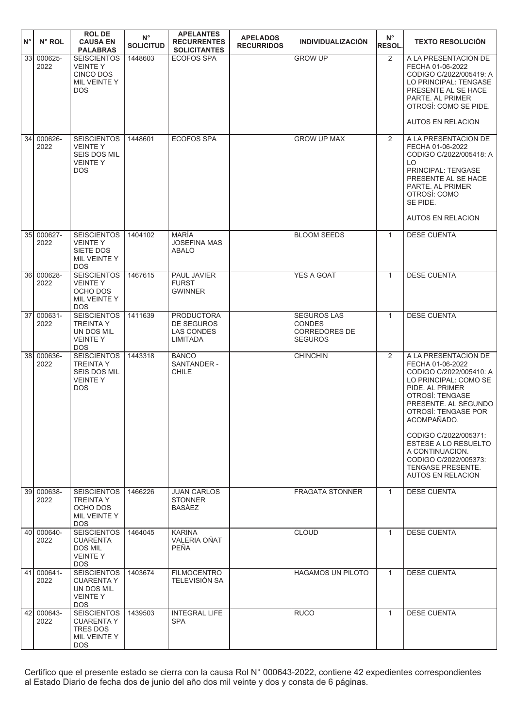| N° | N° ROL | ROL DE CAUSA EN PALABRAS | N° SOLICITUD | APELANTES RECURRENTES SOLICITANTES | APELADOS RECURRIDOS | INDIVIDUALIZACIÓN | N° RESOL. | TEXTO RESOLUCIÓN |
|---|---|---|---|---|---|---|---|---|
| 33 | 000625-2022 | SEISCIENTOS VEINTE Y CINCO DOS MIL VEINTE Y DOS | 1448603 | ECOFOS SPA | | GROW UP | 2 | A LA PRESENTACION DE FECHA 01-06-2022 CODIGO C/2022/005419: A LO PRINCIPAL: TENGASE PRESENTE AL SE HACE PARTE. AL PRIMER OTROSÍ: COMO SE PIDE. AUTOS EN RELACION |
| 34 | 000626-2022 | SEISCIENTOS VEINTE Y SEIS DOS MIL VEINTE Y DOS | 1448601 | ECOFOS SPA | | GROW UP MAX | 2 | A LA PRESENTACION DE FECHA 01-06-2022 CODIGO C/2022/005418: A LO PRINCIPAL: TENGASE PRESENTE AL SE HACE PARTE. AL PRIMER OTROSÍ: COMO SE PIDE. AUTOS EN RELACION |
| 35 | 000627-2022 | SEISCIENTOS VEINTE Y SIETE DOS MIL VEINTE Y DOS | 1404102 | MARÍA JOSEFINA MAS ABALO | | BLOOM SEEDS | 1 | DESE CUENTA |
| 36 | 000628-2022 | SEISCIENTOS VEINTE Y OCHO DOS MIL VEINTE Y DOS | 1467615 | PAUL JAVIER FURST GWINNER | | YES A GOAT | 1 | DESE CUENTA |
| 37 | 000631-2022 | SEISCIENTOS TREINTA Y UN DOS MIL VEINTE Y DOS | 1411639 | PRODUCTORA DE SEGUROS LAS CONDES LIMITADA | | SEGUROS LAS CONDES CORREDORES DE SEGUROS | 1 | DESE CUENTA |
| 38 | 000636-2022 | SEISCIENTOS TREINTA Y SEIS DOS MIL VEINTE Y DOS | 1443318 | BANCO SANTANDER - CHILE | | CHINCHIN | 2 | A LA PRESENTACION DE FECHA 01-06-2022 CODIGO C/2022/005410: A LO PRINCIPAL: COMO SE PIDE. AL PRIMER OTROSÍ: TENGASE PRESENTE. AL SEGUNDO OTROSÍ: TENGASE POR ACOMPAÑADO. CODIGO C/2022/005371: ESTESE A LO RESUELTO A CONTINUACION. CODIGO C/2022/005373: TENGASE PRESENTE. AUTOS EN RELACION |
| 39 | 000638-2022 | SEISCIENTOS TREINTA Y OCHO DOS MIL VEINTE Y DOS | 1466226 | JUAN CARLOS STONNER BASÁEZ | | FRAGATA STONNER | 1 | DESE CUENTA |
| 40 | 000640-2022 | SEISCIENTOS CUARENTA DOS MIL VEINTE Y DOS | 1464045 | KARINA VALERIA OÑAT PEÑA | | CLOUD | 1 | DESE CUENTA |
| 41 | 000641-2022 | SEISCIENTOS CUARENTA Y UN DOS MIL VEINTE Y DOS | 1403674 | FILMOCENTRO TELEVISIÓN SA | | HAGAMOS UN PILOTO | 1 | DESE CUENTA |
| 42 | 000643-2022 | SEISCIENTOS CUARENTA Y TRES DOS MIL VEINTE Y DOS | 1439503 | INTEGRAL LIFE SPA | | RUCO | 1 | DESE CUENTA |

Certifico que el presente estado se cierra con la causa Rol N° 000643-2022, contiene 42 expedientes correspondientes al Estado Diario de fecha dos de junio del año dos mil veinte y dos y consta de 6 páginas.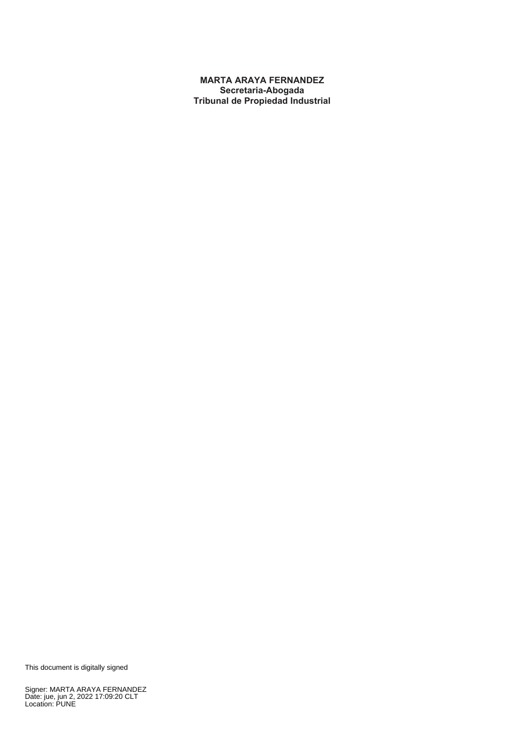**MARTA ARAYA FERNANDEZ**
**Secretaria-Abogada**
**Tribunal de Propiedad Industrial**

This document is digitally signed

Signer: MARTA ARAYA FERNANDEZ
Date: jue, jun 2, 2022 17:09:20 CLT
Location: PUNE